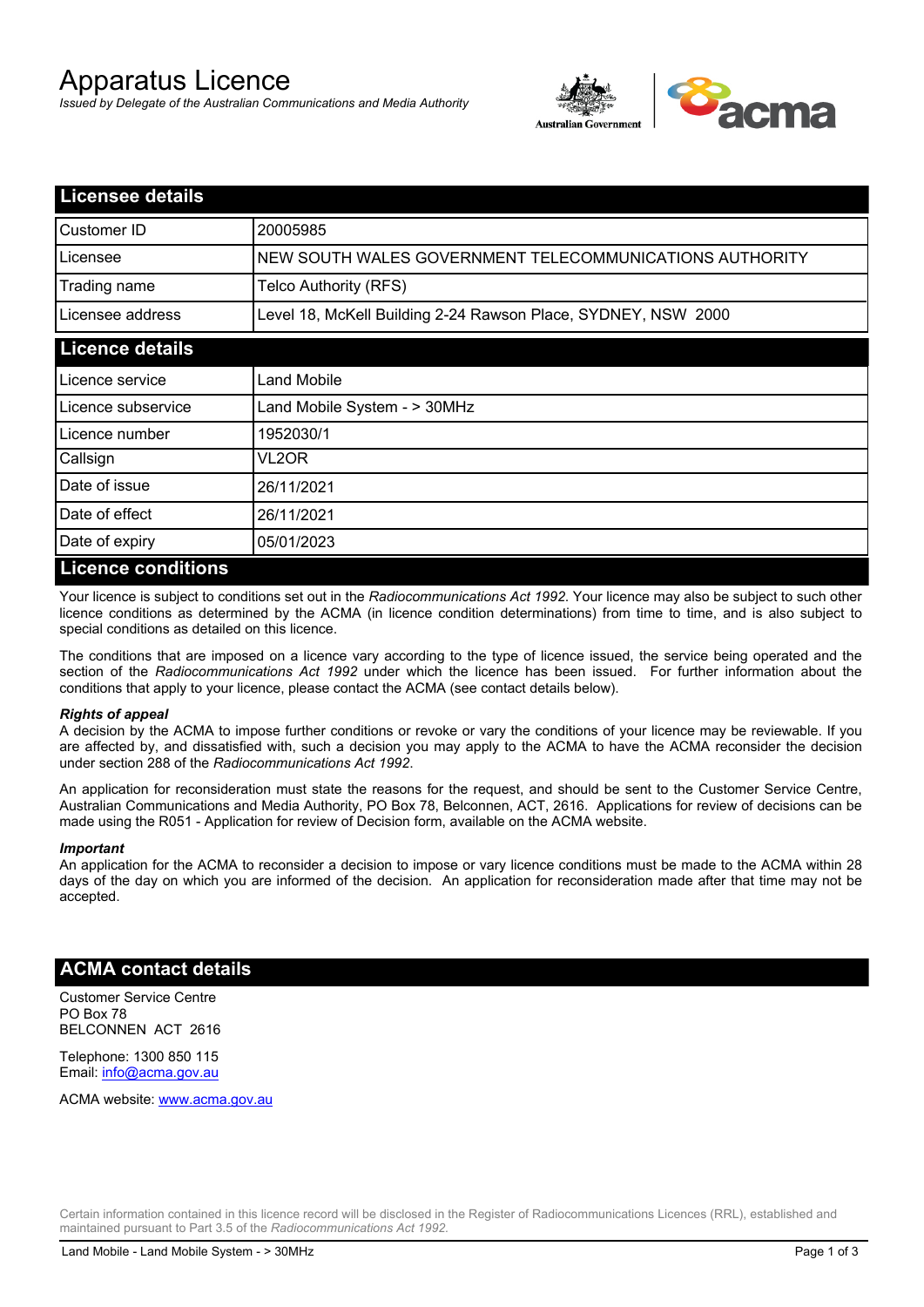# Apparatus Licence

*Issued by Delegate of the Australian Communications and Media Authority*

## Licensee details

| | |
|---|---|
| Customer ID | 20005985 |
| Licensee | NEW SOUTH WALES GOVERNMENT TELECOMMUNICATIONS AUTHORITY |
| Trading name | Telco Authority (RFS) |
| Licensee address | Level 18, McKell Building 2-24 Rawson Place, SYDNEY, NSW 2000 |

## Licence details

| | |
|---|---|
| Licence service | Land Mobile |
| Licence subservice | Land Mobile System - > 30MHz |
| Licence number | 1952030/1 |
| Callsign | VL2OR |
| Date of issue | 26/11/2021 |
| Date of effect | 26/11/2021 |
| Date of expiry | 05/01/2023 |

## Licence conditions

Your licence is subject to conditions set out in the *Radiocommunications Act 1992*. Your licence may also be subject to such other licence conditions as determined by the ACMA (in licence condition determinations) from time to time, and is also subject to special conditions as detailed on this licence.

The conditions that are imposed on a licence vary according to the type of licence issued, the service being operated and the section of the *Radiocommunications Act 1992* under which the licence has been issued. For further information about the conditions that apply to your licence, please contact the ACMA (see contact details below).

***Rights of appeal***

A decision by the ACMA to impose further conditions or revoke or vary the conditions of your licence may be reviewable. If you are affected by, and dissatisfied with, such a decision you may apply to the ACMA to have the ACMA reconsider the decision under section 288 of the *Radiocommunications Act 1992*.

An application for reconsideration must state the reasons for the request, and should be sent to the Customer Service Centre, Australian Communications and Media Authority, PO Box 78, Belconnen, ACT, 2616. Applications for review of decisions can be made using the R051 - Application for review of Decision form, available on the ACMA website.

***Important***

An application for the ACMA to reconsider a decision to impose or vary licence conditions must be made to the ACMA within 28 days of the day on which you are informed of the decision. An application for reconsideration made after that time may not be accepted.

## ACMA contact details

Customer Service Centre
PO Box 78
BELCONNEN ACT 2616

Telephone: 1300 850 115
Email: info@acma.gov.au

ACMA website: www.acma.gov.au

Certain information contained in this licence record will be disclosed in the Register of Radiocommunications Licences (RRL), established and maintained pursuant to Part 3.5 of the *Radiocommunications Act 1992.*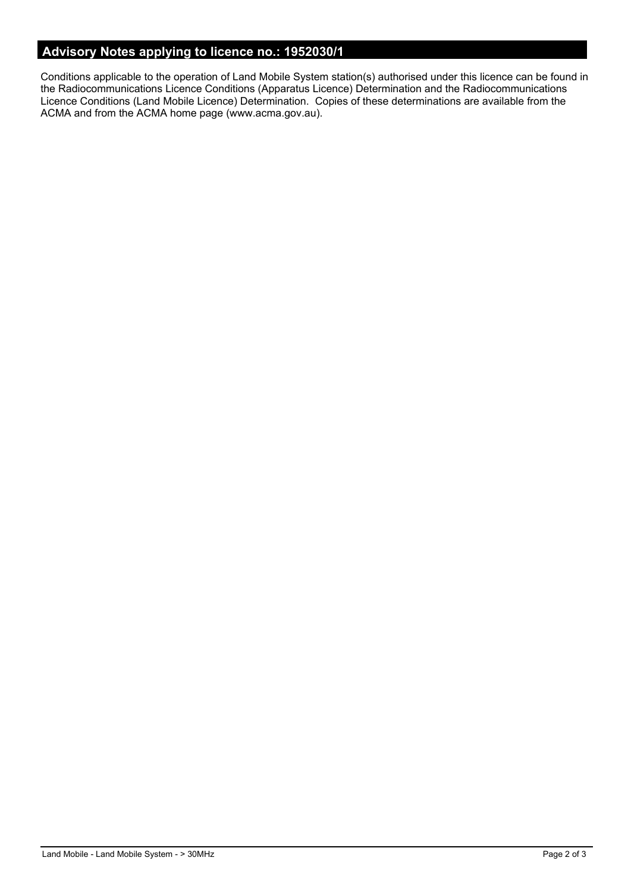## Advisory Notes applying to licence no.: 1952030/1

Conditions applicable to the operation of Land Mobile System station(s) authorised under this licence can be found in the Radiocommunications Licence Conditions (Apparatus Licence) Determination and the Radiocommunications Licence Conditions (Land Mobile Licence) Determination. Copies of these determinations are available from the ACMA and from the ACMA home page (www.acma.gov.au).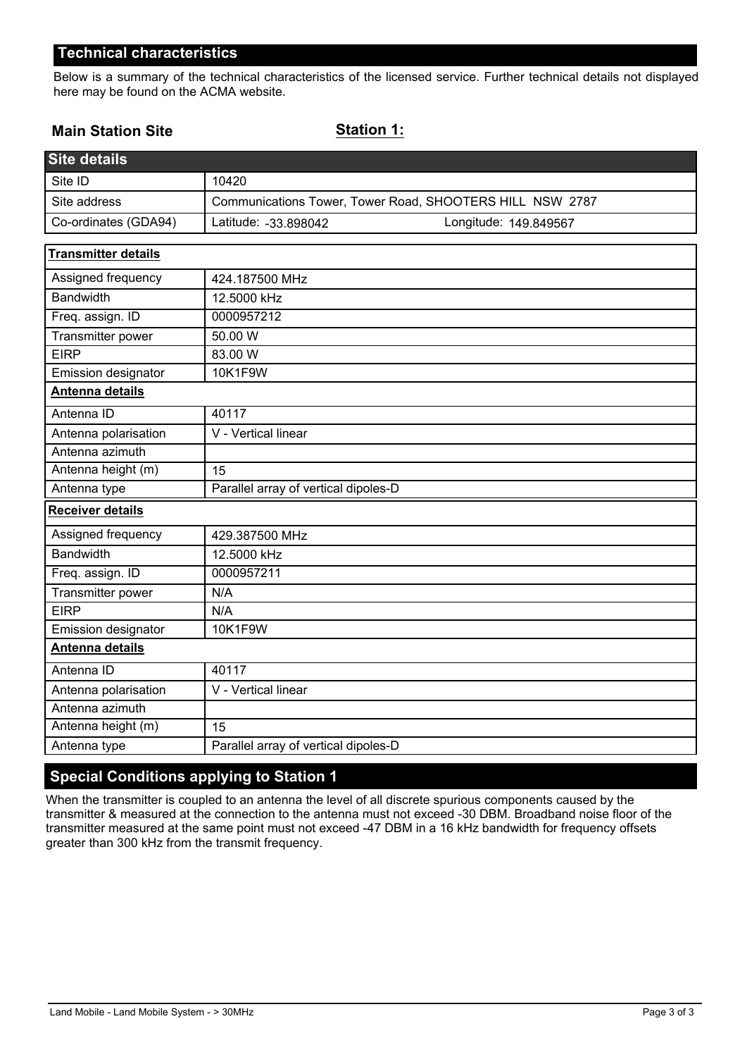## Technical characteristics

Below is a summary of the technical characteristics of the licensed service. Further technical details not displayed here may be found on the ACMA website.

**Main Station Site** **Station 1:**

| Site details | |
|---|---|
| Site ID | 10420 |
| Site address | Communications Tower, Tower Road, SHOOTERS HILL NSW 2787 |
| Co-ordinates (GDA94) | Latitude: -33.898042 Longitude: 149.849567 |

| **Transmitter details** | |
|---|---|
| Assigned frequency | 424.187500 MHz |
| Bandwidth | 12.5000 kHz |
| Freq. assign. ID | 0000957212 |
| Transmitter power | 50.00 W |
| EIRP | 83.00 W |
| Emission designator | 10K1F9W |
| **Antenna details** | |
| Antenna ID | 40117 |
| Antenna polarisation | V - Vertical linear |
| Antenna azimuth | |
| Antenna height (m) | 15 |
| Antenna type | Parallel array of vertical dipoles-D |
| **Receiver details** | |
| Assigned frequency | 429.387500 MHz |
| Bandwidth | 12.5000 kHz |
| Freq. assign. ID | 0000957211 |
| Transmitter power | N/A |
| EIRP | N/A |
| Emission designator | 10K1F9W |
| **Antenna details** | |
| Antenna ID | 40117 |
| Antenna polarisation | V - Vertical linear |
| Antenna azimuth | |
| Antenna height (m) | 15 |
| Antenna type | Parallel array of vertical dipoles-D |

## Special Conditions applying to Station 1

When the transmitter is coupled to an antenna the level of all discrete spurious components caused by the transmitter & measured at the connection to the antenna must not exceed -30 DBM. Broadband noise floor of the transmitter measured at the same point must not exceed -47 DBM in a 16 kHz bandwidth for frequency offsets greater than 300 kHz from the transmit frequency.